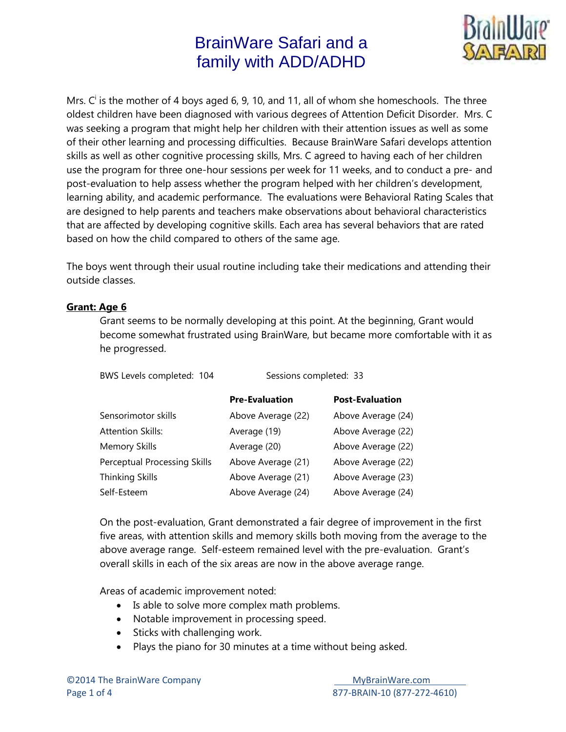# BrainWare Safari and a family with ADD/ADHD

Mrs. C[i] is the mother of 4 boys aged 6, 9, 10, and 11, all of whom she homeschools. The three oldest children have been diagnosed with various degrees of Attention Deficit Disorder. Mrs. C was seeking a program that might help her children with their attention issues as well as some of their other learning and processing difficulties. Because BrainWare Safari develops attention skills as well as other cognitive processing skills, Mrs. C agreed to having each of her children use the program for three one-hour sessions per week for 11 weeks, and to conduct a pre- and post-evaluation to help assess whether the program helped with her children's development, learning ability, and academic performance. The evaluations were Behavioral Rating Scales that are designed to help parents and teachers make observations about behavioral characteristics that are affected by developing cognitive skills. Each area has several behaviors that are rated based on how the child compared to others of the same age.

The boys went through their usual routine including take their medications and attending their outside classes.

**Grant: Age 6**

Grant seems to be normally developing at this point. At the beginning, Grant would become somewhat frustrated using BrainWare, but became more comfortable with it as he progressed.

BWS Levels completed: 104 Sessions completed: 33

| | **Pre-Evaluation** | **Post-Evaluation** |
|---|---|---|
| Sensorimotor skills | Above Average (22) | Above Average (24) |
| Attention Skills: | Average (19) | Above Average (22) |
| Memory Skills | Average (20) | Above Average (22) |
| Perceptual Processing Skills | Above Average (21) | Above Average (22) |
| Thinking Skills | Above Average (21) | Above Average (23) |
| Self-Esteem | Above Average (24) | Above Average (24) |

On the post-evaluation, Grant demonstrated a fair degree of improvement in the first five areas, with attention skills and memory skills both moving from the average to the above average range. Self-esteem remained level with the pre-evaluation. Grant's overall skills in each of the six areas are now in the above average range.

Areas of academic improvement noted:

- Is able to solve more complex math problems.
- Notable improvement in processing speed.
- Sticks with challenging work.
- Plays the piano for 30 minutes at a time without being asked.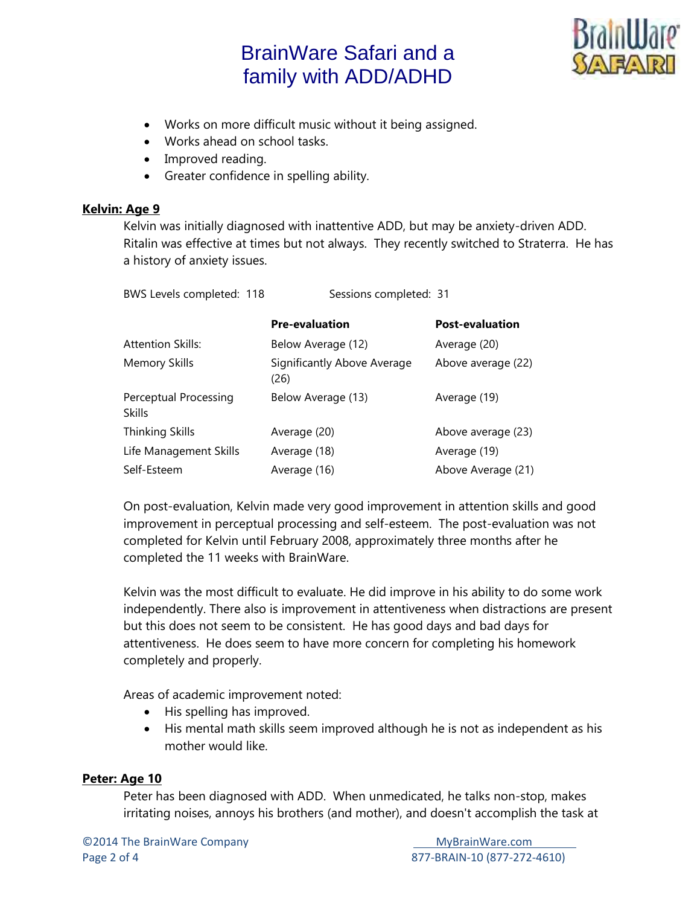- Works on more difficult music without it being assigned.
- Works ahead on school tasks.
- Improved reading.
- Greater confidence in spelling ability.

**Kelvin: Age 9**

Kelvin was initially diagnosed with inattentive ADD, but may be anxiety-driven ADD. Ritalin was effective at times but not always. They recently switched to Straterra. He has a history of anxiety issues.

BWS Levels completed: 118 Sessions completed: 31

| | **Pre-evaluation** | **Post-evaluation** |
|---|---|---|
| Attention Skills: | Below Average (12) | Average (20) |
| Memory Skills | Significantly Above Average (26) | Above average (22) |
| Perceptual Processing Skills | Below Average (13) | Average (19) |
| Thinking Skills | Average (20) | Above average (23) |
| Life Management Skills | Average (18) | Average (19) |
| Self-Esteem | Average (16) | Above Average (21) |

On post-evaluation, Kelvin made very good improvement in attention skills and good improvement in perceptual processing and self-esteem. The post-evaluation was not completed for Kelvin until February 2008, approximately three months after he completed the 11 weeks with BrainWare.

Kelvin was the most difficult to evaluate. He did improve in his ability to do some work independently. There also is improvement in attentiveness when distractions are present but this does not seem to be consistent. He has good days and bad days for attentiveness. He does seem to have more concern for completing his homework completely and properly.

Areas of academic improvement noted:

- His spelling has improved.
- His mental math skills seem improved although he is not as independent as his mother would like.

**Peter: Age 10**

Peter has been diagnosed with ADD. When unmedicated, he talks non-stop, makes irritating noises, annoys his brothers (and mother), and doesn't accomplish the task at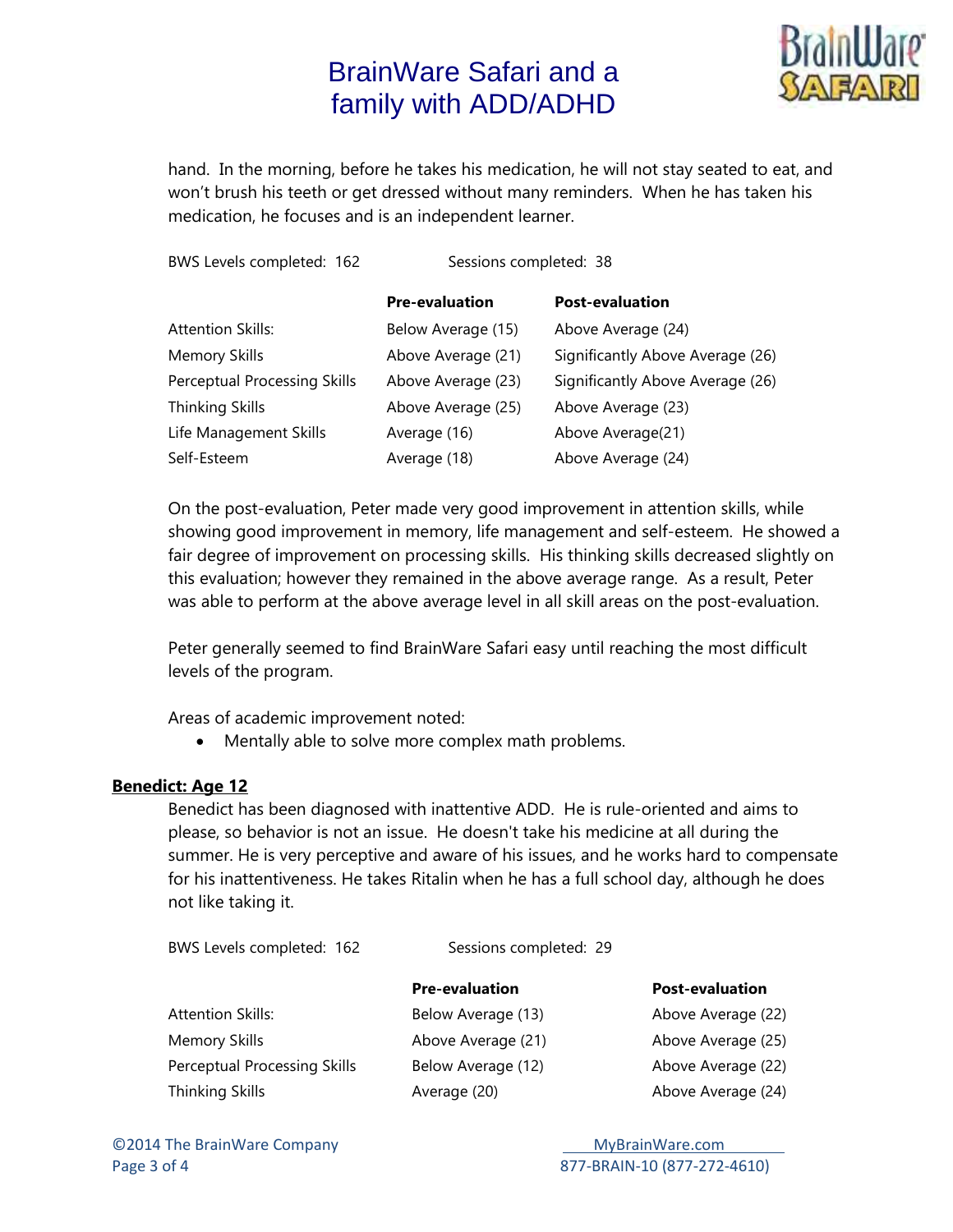hand. In the morning, before he takes his medication, he will not stay seated to eat, and won't brush his teeth or get dressed without many reminders. When he has taken his medication, he focuses and is an independent learner.

BWS Levels completed: 162 Sessions completed: 38

| | Pre-evaluation | Post-evaluation |
|---|---|---|
| Attention Skills: | Below Average (15) | Above Average (24) |
| Memory Skills | Above Average (21) | Significantly Above Average (26) |
| Perceptual Processing Skills | Above Average (23) | Significantly Above Average (26) |
| Thinking Skills | Above Average (25) | Above Average (23) |
| Life Management Skills | Average (16) | Above Average(21) |
| Self-Esteem | Average (18) | Above Average (24) |

On the post-evaluation, Peter made very good improvement in attention skills, while showing good improvement in memory, life management and self-esteem. He showed a fair degree of improvement on processing skills. His thinking skills decreased slightly on this evaluation; however they remained in the above average range. As a result, Peter was able to perform at the above average level in all skill areas on the post-evaluation.

Peter generally seemed to find BrainWare Safari easy until reaching the most difficult levels of the program.

Areas of academic improvement noted:

- Mentally able to solve more complex math problems.

**Benedict: Age 12**

Benedict has been diagnosed with inattentive ADD. He is rule-oriented and aims to please, so behavior is not an issue. He doesn't take his medicine at all during the summer. He is very perceptive and aware of his issues, and he works hard to compensate for his inattentiveness. He takes Ritalin when he has a full school day, although he does not like taking it.

BWS Levels completed: 162 Sessions completed: 29

| | Pre-evaluation | Post-evaluation |
|---|---|---|
| Attention Skills: | Below Average (13) | Above Average (22) |
| Memory Skills | Above Average (21) | Above Average (25) |
| Perceptual Processing Skills | Below Average (12) | Above Average (22) |
| Thinking Skills | Average (20) | Above Average (24) |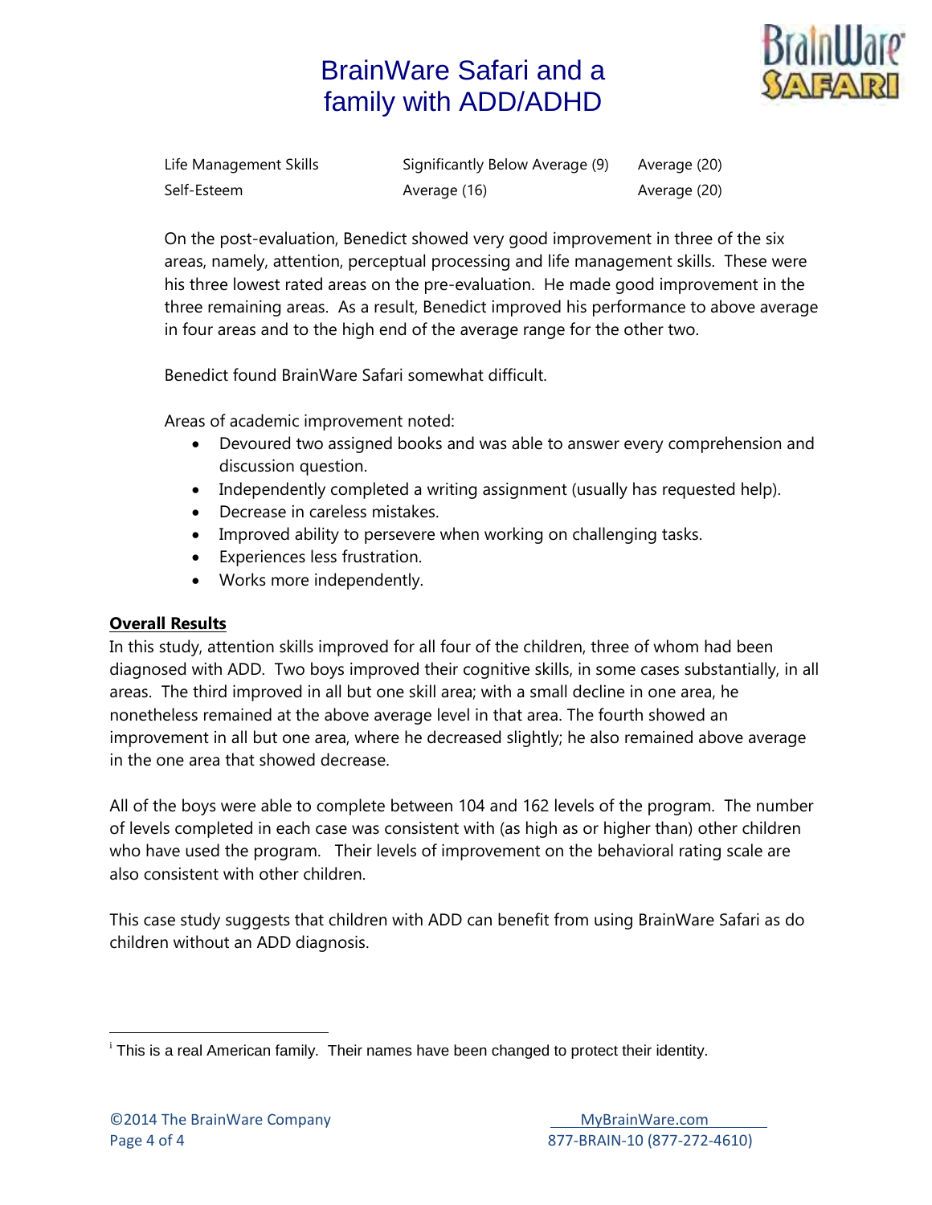| | | |
|---|---|---|
| Life Management Skills | Significantly Below Average (9) | Average (20) |
| Self-Esteem | Average (16) | Average (20) |

On the post-evaluation, Benedict showed very good improvement in three of the six areas, namely, attention, perceptual processing and life management skills. These were his three lowest rated areas on the pre-evaluation. He made good improvement in the three remaining areas. As a result, Benedict improved his performance to above average in four areas and to the high end of the average range for the other two.

Benedict found BrainWare Safari somewhat difficult.

Areas of academic improvement noted:

- Devoured two assigned books and was able to answer every comprehension and discussion question.
- Independently completed a writing assignment (usually has requested help).
- Decrease in careless mistakes.
- Improved ability to persevere when working on challenging tasks.
- Experiences less frustration.
- Works more independently.

**Overall Results**

In this study, attention skills improved for all four of the children, three of whom had been diagnosed with ADD. Two boys improved their cognitive skills, in some cases substantially, in all areas. The third improved in all but one skill area; with a small decline in one area, he nonetheless remained at the above average level in that area. The fourth showed an improvement in all but one area, where he decreased slightly; he also remained above average in the one area that showed decrease.

All of the boys were able to complete between 104 and 162 levels of the program. The number of levels completed in each case was consistent with (as high as or higher than) other children who have used the program. Their levels of improvement on the behavioral rating scale are also consistent with other children.

This case study suggests that children with ADD can benefit from using BrainWare Safari as do children without an ADD diagnosis.

---

[i] This is a real American family. Their names have been changed to protect their identity.

©2014 The BrainWare Company

MyBrainWare.com

877-BRAIN-10 (877-272-4610)